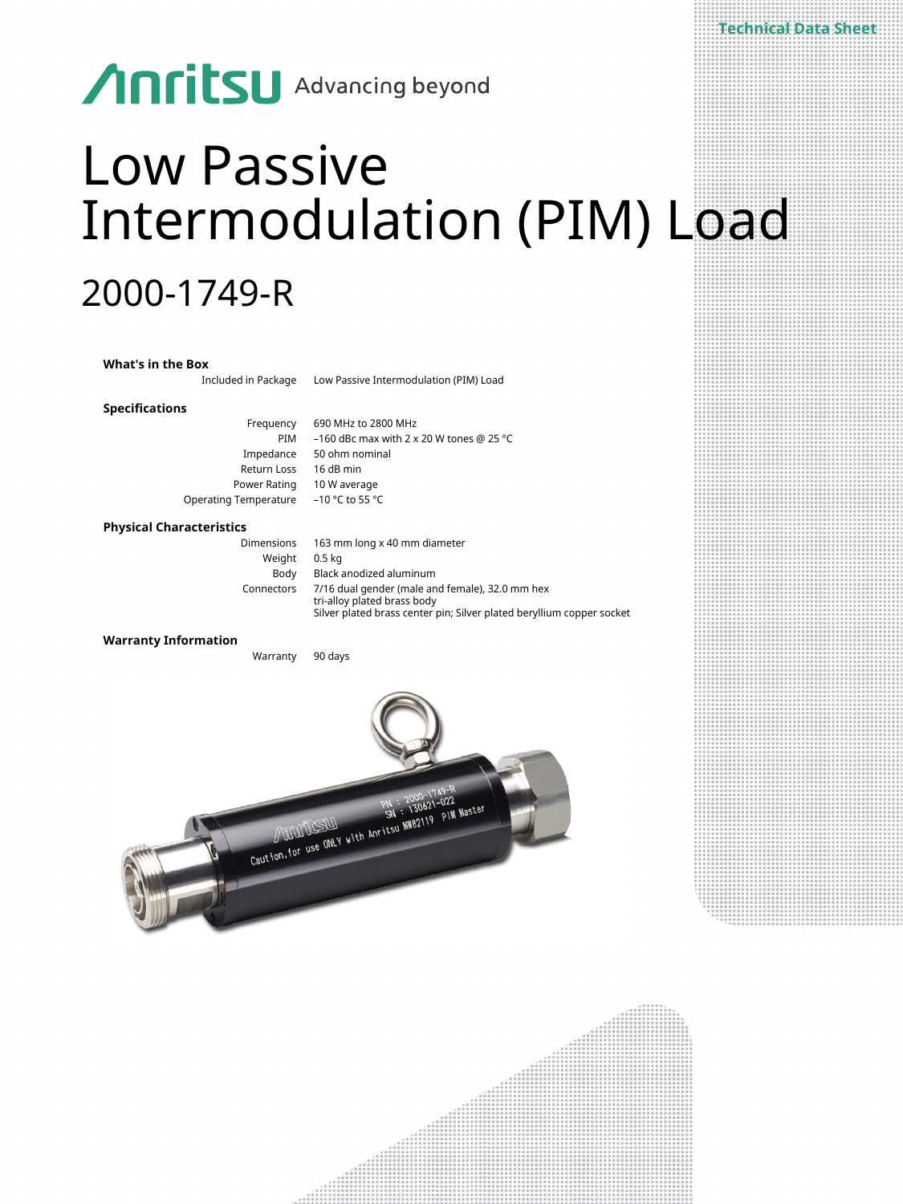Technical Data Sheet

Anritsu Advancing beyond

# Low Passive Intermodulation (PIM) Load

## 2000-1749-R

### What's in the Box

| | |
|---|---|
| Included in Package | Low Passive Intermodulation (PIM) Load |

### Specifications

| | |
|---|---|
| Frequency | 690 MHz to 2800 MHz |
| PIM | –160 dBc max with 2 x 20 W tones @ 25 °C |
| Impedance | 50 ohm nominal |
| Return Loss | 16 dB min |
| Power Rating | 10 W average |
| Operating Temperature | –10 °C to 55 °C |

### Physical Characteristics

| | |
|---|---|
| Dimensions | 163 mm long x 40 mm diameter |
| Weight | 0.5 kg |
| Body | Black anodized aluminum |
| Connectors | 7/16 dual gender (male and female), 32.0 mm hex tri-alloy plated brass body Silver plated brass center pin; Silver plated beryllium copper socket |

### Warranty Information

| | |
|---|---|
| Warranty | 90 days |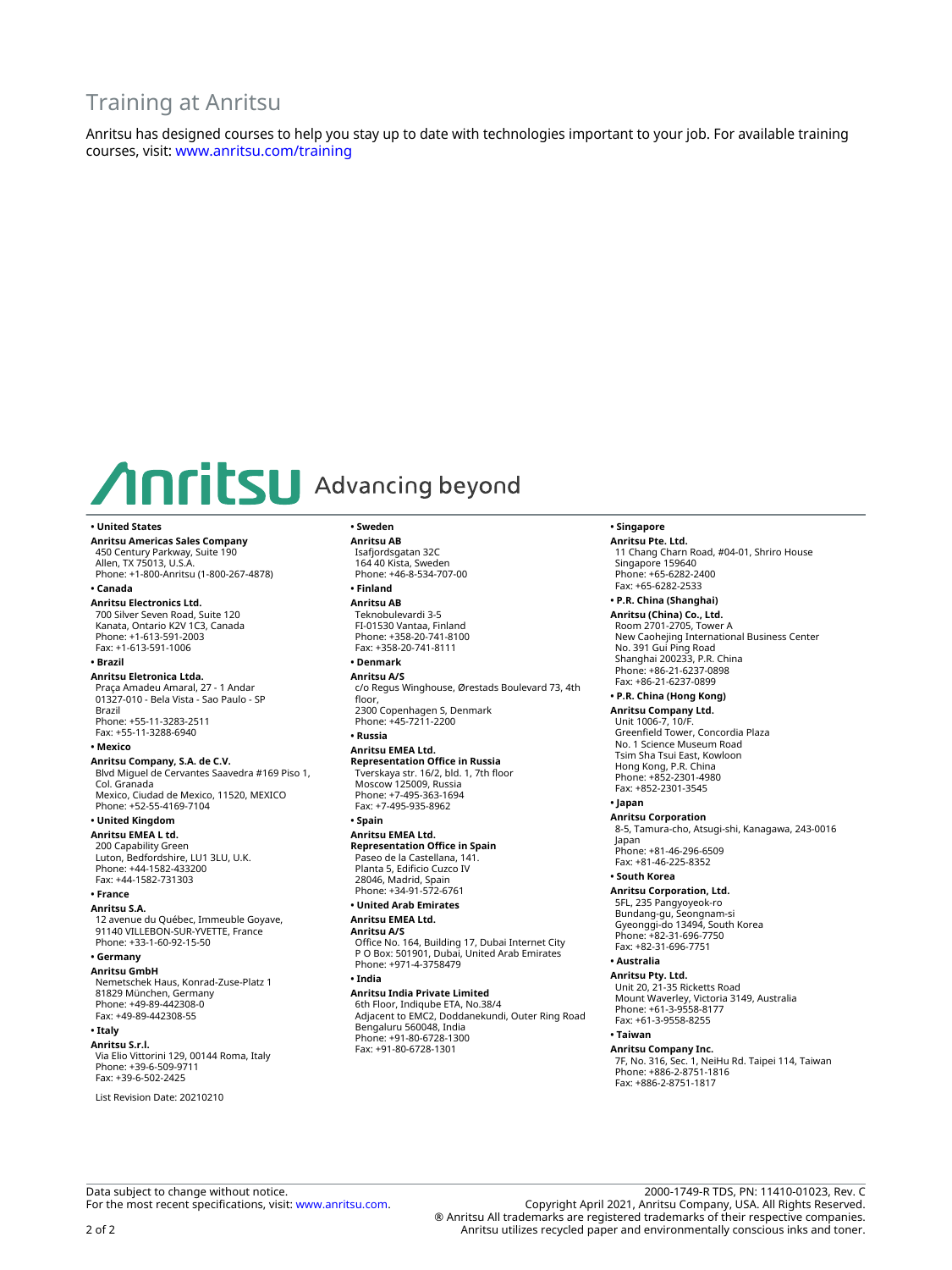## Training at Anritsu

Anritsu has designed courses to help you stay up to date with technologies important to your job. For available training courses, visit: www.anritsu.com/training

Anritsu Advancing beyond

**• United States**

**Anritsu Americas Sales Company**
450 Century Parkway, Suite 190
Allen, TX 75013, U.S.A.
Phone: +1-800-Anritsu (1-800-267-4878)

**• Canada**

**Anritsu Electronics Ltd.**
700 Silver Seven Road, Suite 120
Kanata, Ontario K2V 1C3, Canada
Phone: +1-613-591-2003
Fax: +1-613-591-1006

**• Brazil**

**Anritsu Eletronica Ltda.**
Praça Amadeu Amaral, 27 - 1 Andar
01327-010 - Bela Vista - Sao Paulo - SP
Brazil
Phone: +55-11-3283-2511
Fax: +55-11-3288-6940

**• Mexico**

**Anritsu Company, S.A. de C.V.**
Blvd Miguel de Cervantes Saavedra #169 Piso 1, Col. Granada
Mexico, Ciudad de Mexico, 11520, MEXICO
Phone: +52-55-4169-7104

**• United Kingdom**

**Anritsu EMEA L td.**
200 Capability Green
Luton, Bedfordshire, LU1 3LU, U.K.
Phone: +44-1582-433200
Fax: +44-1582-731303

**• France**

**Anritsu S.A.**
12 avenue du Québec, Immeuble Goyave,
91140 VILLEBON-SUR-YVETTE, France
Phone: +33-1-60-92-15-50

**• Germany**

**Anritsu GmbH**
Nemetschek Haus, Konrad-Zuse-Platz 1
81829 München, Germany
Phone: +49-89-442308-0
Fax: +49-89-442308-55

**• Italy**

**Anritsu S.r.l.**
Via Elio Vittorini 129, 00144 Roma, Italy
Phone: +39-6-509-9711
Fax: +39-6-502-2425

List Revision Date: 20210210

**• Sweden**

**Anritsu AB**
Isafjordsgatan 32C
164 40 Kista, Sweden
Phone: +46-8-534-707-00

**• Finland**

**Anritsu AB**
Teknobulevardi 3-5
FI-01530 Vantaa, Finland
Phone: +358-20-741-8100
Fax: +358-20-741-8111

**• Denmark**

**Anritsu A/S**
c/o Regus Winghouse, Ørestads Boulevard 73, 4th floor,
2300 Copenhagen S, Denmark
Phone: +45-7211-2200

**• Russia**

**Anritsu EMEA Ltd.**
**Representation Office in Russia**
Tverskaya str. 16/2, bld. 1, 7th floor
Moscow 125009, Russia
Phone: +7-495-363-1694
Fax: +7-495-935-8962

**• Spain**

**Anritsu EMEA Ltd.**
**Representation Office in Spain**
Paseo de la Castellana, 141.
Planta 5, Edificio Cuzco IV
28046, Madrid, Spain
Phone: +34-91-572-6761

**• United Arab Emirates**

**Anritsu EMEA Ltd.**
**Anritsu A/S**
Office No. 164, Building 17, Dubai Internet City
P O Box: 501901, Dubai, United Arab Emirates
Phone: +971-4-3758479

**• India**

**Anritsu India Private Limited**
6th Floor, Indiqube ETA, No.38/4
Adjacent to EMC2, Doddanekundi, Outer Ring Road
Bengaluru 560048, India
Phone: +91-80-6728-1300
Fax: +91-80-6728-1301

**• Singapore**

**Anritsu Pte. Ltd.**
11 Chang Charn Road, #04-01, Shriro House
Singapore 159640
Phone: +65-6282-2400
Fax: +65-6282-2533

**• P.R. China (Shanghai)**

**Anritsu (China) Co., Ltd.**
Room 2701-2705, Tower A
New Caohejing International Business Center
No. 391 Gui Ping Road
Shanghai 200233, P.R. China
Phone: +86-21-6237-0898
Fax: +86-21-6237-0899

**• P.R. China (Hong Kong)**

**Anritsu Company Ltd.**
Unit 1006-7, 10/F.
Greenfield Tower, Concordia Plaza
No. 1 Science Museum Road
Tsim Sha Tsui East, Kowloon
Hong Kong, P.R. China
Phone: +852-2301-4980
Fax: +852-2301-3545

**• Japan**

**Anritsu Corporation**
8-5, Tamura-cho, Atsugi-shi, Kanagawa, 243-0016
Japan
Phone: +81-46-296-6509
Fax: +81-46-225-8352

**• South Korea**

**Anritsu Corporation, Ltd.**
5FL, 235 Pangyoyeok-ro
Bundang-gu, Seongnam-si
Gyeonggi-do 13494, South Korea
Phone: +82-31-696-7750
Fax: +82-31-696-7751

**• Australia**

**Anritsu Pty. Ltd.**
Unit 20, 21-35 Ricketts Road
Mount Waverley, Victoria 3149, Australia
Phone: +61-3-9558-8177
Fax: +61-3-9558-8255

**• Taiwan**

**Anritsu Company Inc.**
7F, No. 316, Sec. 1, NeiHu Rd. Taipei 114, Taiwan
Phone: +886-2-8751-1816
Fax: +886-2-8751-1817

Data subject to change without notice.
For the most recent specifications, visit: www.anritsu.com.

2000-1749-R TDS, PN: 11410-01023, Rev. C
Copyright April 2021, Anritsu Company, USA. All Rights Reserved.
® Anritsu All trademarks are registered trademarks of their respective companies.
Anritsu utilizes recycled paper and environmentally conscious inks and toner.